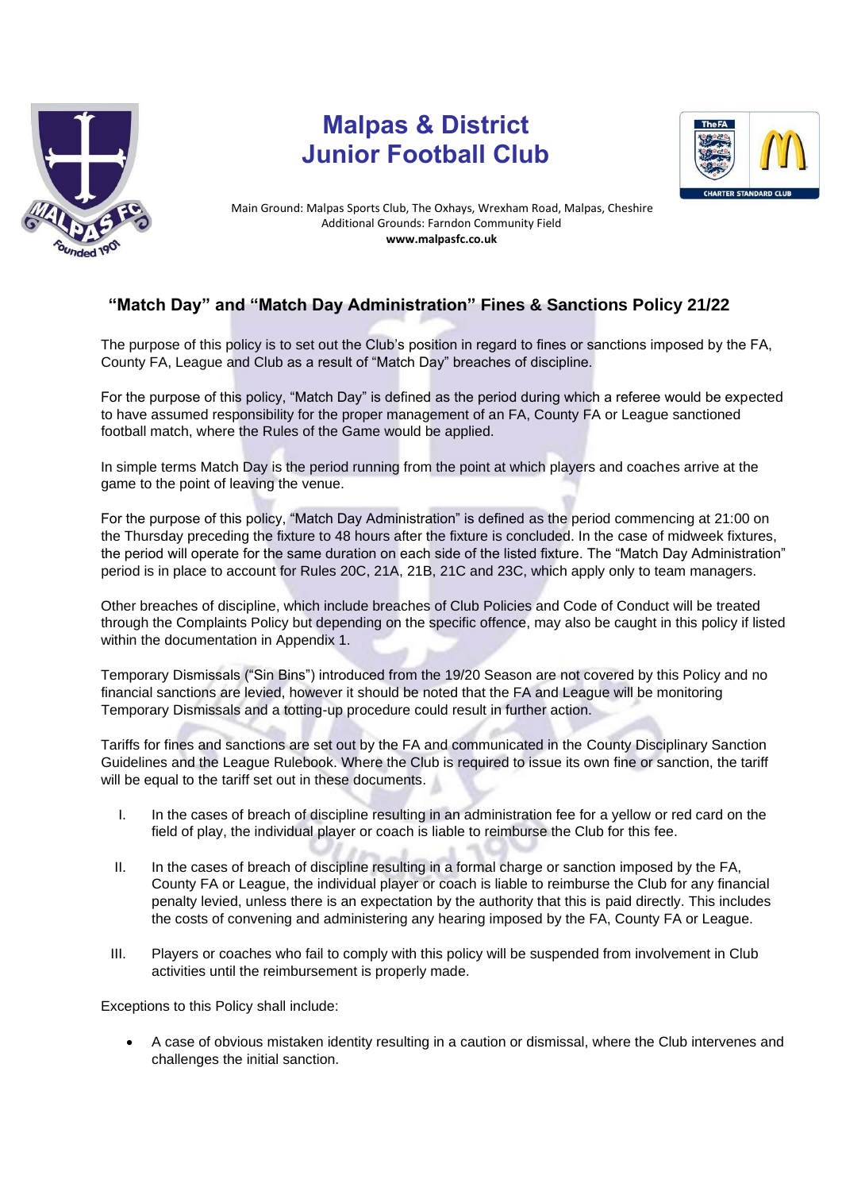# Malpas & District Junior Football Club

Main Ground: Malpas Sports Club, The Oxhays, Wrexham Road, Malpas, Cheshire
Additional Grounds: Farndon Community Field
**www.malpasfc.co.uk**

## "Match Day" and "Match Day Administration" Fines & Sanctions Policy 21/22

The purpose of this policy is to set out the Club's position in regard to fines or sanctions imposed by the FA, County FA, League and Club as a result of "Match Day" breaches of discipline.

For the purpose of this policy, "Match Day" is defined as the period during which a referee would be expected to have assumed responsibility for the proper management of an FA, County FA or League sanctioned football match, where the Rules of the Game would be applied.

In simple terms Match Day is the period running from the point at which players and coaches arrive at the game to the point of leaving the venue.

For the purpose of this policy, "Match Day Administration" is defined as the period commencing at 21:00 on the Thursday preceding the fixture to 48 hours after the fixture is concluded. In the case of midweek fixtures, the period will operate for the same duration on each side of the listed fixture. The "Match Day Administration" period is in place to account for Rules 20C, 21A, 21B, 21C and 23C, which apply only to team managers.

Other breaches of discipline, which include breaches of Club Policies and Code of Conduct will be treated through the Complaints Policy but depending on the specific offence, may also be caught in this policy if listed within the documentation in Appendix 1.

Temporary Dismissals ("Sin Bins") introduced from the 19/20 Season are not covered by this Policy and no financial sanctions are levied, however it should be noted that the FA and League will be monitoring Temporary Dismissals and a totting-up procedure could result in further action.

Tariffs for fines and sanctions are set out by the FA and communicated in the County Disciplinary Sanction Guidelines and the League Rulebook. Where the Club is required to issue its own fine or sanction, the tariff will be equal to the tariff set out in these documents.

I. In the cases of breach of discipline resulting in an administration fee for a yellow or red card on the field of play, the individual player or coach is liable to reimburse the Club for this fee.

II. In the cases of breach of discipline resulting in a formal charge or sanction imposed by the FA, County FA or League, the individual player or coach is liable to reimburse the Club for any financial penalty levied, unless there is an expectation by the authority that this is paid directly. This includes the costs of convening and administering any hearing imposed by the FA, County FA or League.

III. Players or coaches who fail to comply with this policy will be suspended from involvement in Club activities until the reimbursement is properly made.

Exceptions to this Policy shall include:

- A case of obvious mistaken identity resulting in a caution or dismissal, where the Club intervenes and challenges the initial sanction.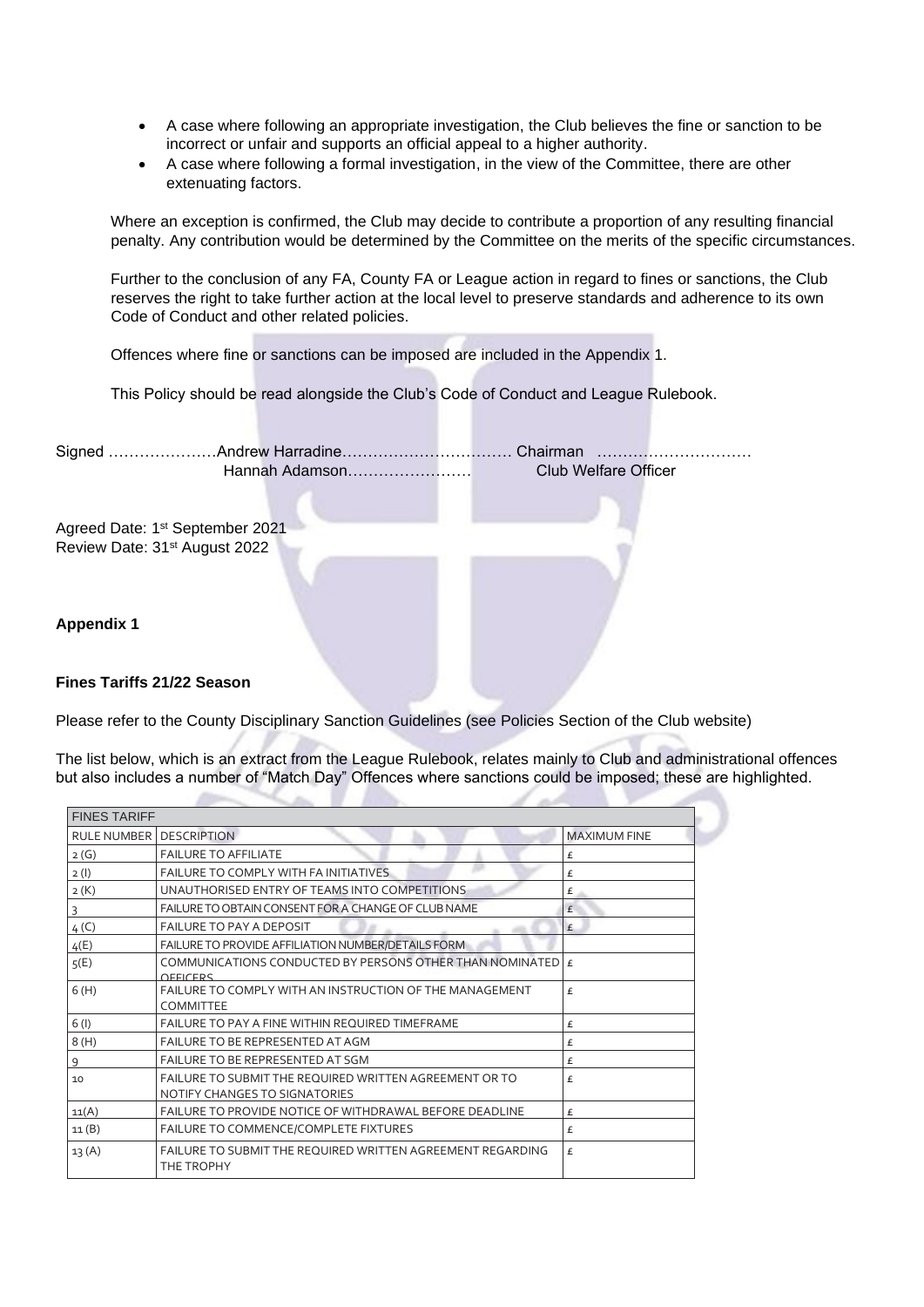- A case where following an appropriate investigation, the Club believes the fine or sanction to be incorrect or unfair and supports an official appeal to a higher authority.
- A case where following a formal investigation, in the view of the Committee, there are other extenuating factors.

Where an exception is confirmed, the Club may decide to contribute a proportion of any resulting financial penalty. Any contribution would be determined by the Committee on the merits of the specific circumstances.

Further to the conclusion of any FA, County FA or League action in regard to fines or sanctions, the Club reserves the right to take further action at the local level to preserve standards and adherence to its own Code of Conduct and other related policies.

Offences where fine or sanctions can be imposed are included in the Appendix 1.

This Policy should be read alongside the Club's Code of Conduct and League Rulebook.

Signed …………………Andrew Harradine…………………………… Chairman ………………………… Hannah Adamson…………………… Club Welfare Officer

Agreed Date: 1st September 2021
Review Date: 31st August 2022

**Appendix 1**

**Fines Tariffs 21/22 Season**

Please refer to the County Disciplinary Sanction Guidelines (see Policies Section of the Club website)

The list below, which is an extract from the League Rulebook, relates mainly to Club and administrational offences but also includes a number of "Match Day" Offences where sanctions could be imposed; these are highlighted.

| FINES TARIFF | | |
|---|---|---|
| RULE NUMBER | DESCRIPTION | MAXIMUM FINE |
| 2 (G) | FAILURE TO AFFILIATE | £ |
| 2 (I) | FAILURE TO COMPLY WITH FA INITIATIVES | £ |
| 2 (K) | UNAUTHORISED ENTRY OF TEAMS INTO COMPETITIONS | £ |
| 3 | FAILURE TO OBTAIN CONSENT FOR A CHANGE OF CLUB NAME | £ |
| 4 (C) | FAILURE TO PAY A DEPOSIT | £ |
| 4(E) | FAILURE TO PROVIDE AFFILIATION NUMBER/DETAILS FORM | |
| 5(E) | COMMUNICATIONS CONDUCTED BY PERSONS OTHER THAN NOMINATED OFFICERS | £ |
| 6 (H) | FAILURE TO COMPLY WITH AN INSTRUCTION OF THE MANAGEMENT COMMITTEE | £ |
| 6 (I) | FAILURE TO PAY A FINE WITHIN REQUIRED TIMEFRAME | £ |
| 8 (H) | FAILURE TO BE REPRESENTED AT AGM | £ |
| 9 | FAILURE TO BE REPRESENTED AT SGM | £ |
| 10 | FAILURE TO SUBMIT THE REQUIRED WRITTEN AGREEMENT OR TO NOTIFY CHANGES TO SIGNATORIES | £ |
| 11(A) | FAILURE TO PROVIDE NOTICE OF WITHDRAWAL BEFORE DEADLINE | £ |
| 11 (B) | FAILURE TO COMMENCE/COMPLETE FIXTURES | £ |
| 13 (A) | FAILURE TO SUBMIT THE REQUIRED WRITTEN AGREEMENT REGARDING THE TROPHY | £ |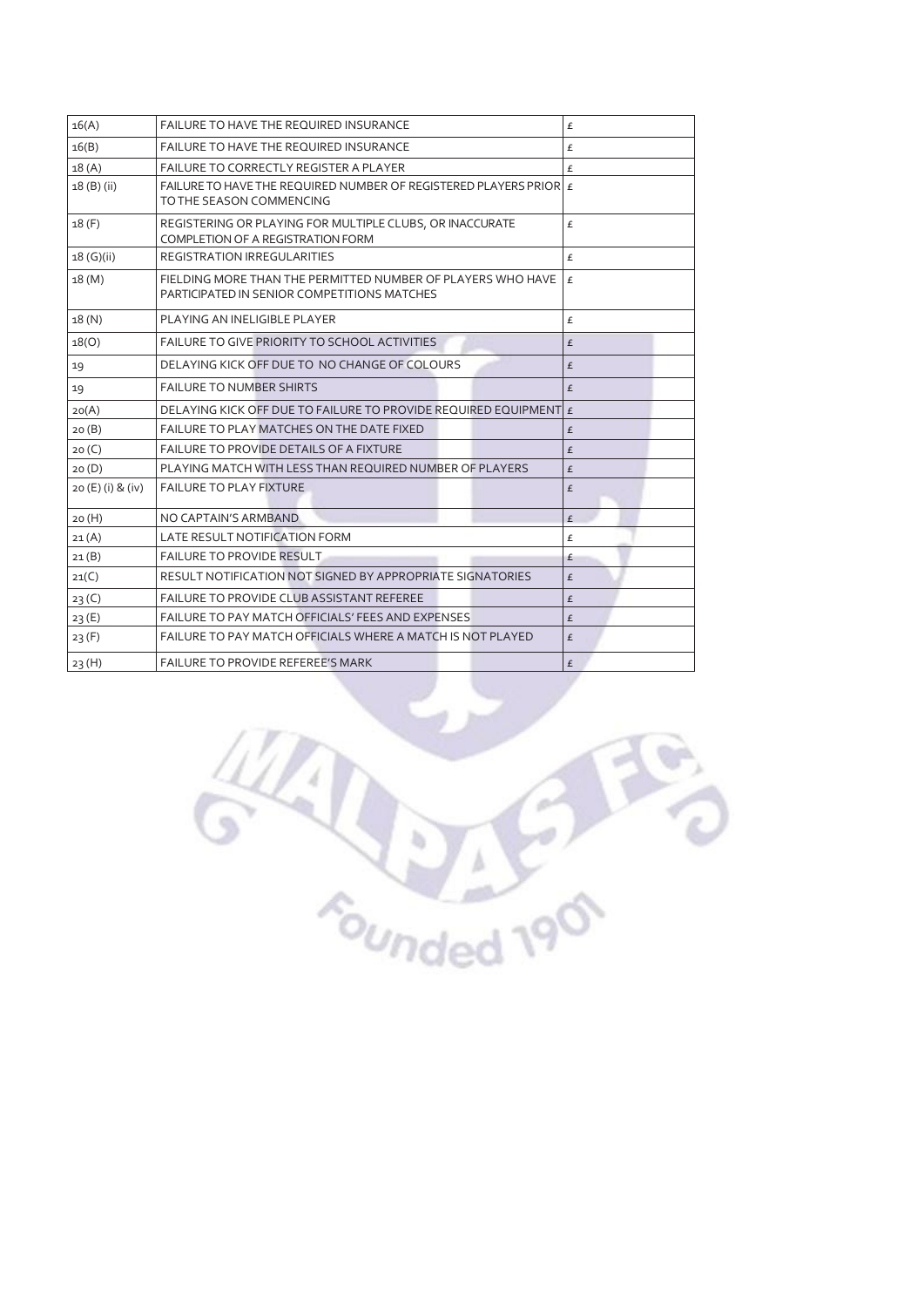| | | |
|---|---|---|
| 16(A) | FAILURE TO HAVE THE REQUIRED INSURANCE | £ |
| 16(B) | FAILURE TO HAVE THE REQUIRED INSURANCE | £ |
| 18 (A) | FAILURE TO CORRECTLY REGISTER A PLAYER | £ |
| 18 (B) (ii) | FAILURE TO HAVE THE REQUIRED NUMBER OF REGISTERED PLAYERS PRIOR TO THE SEASON COMMENCING | £ |
| 18 (F) | REGISTERING OR PLAYING FOR MULTIPLE CLUBS, OR INACCURATE COMPLETION OF A REGISTRATION FORM | £ |
| 18 (G)(ii) | REGISTRATION IRREGULARITIES | £ |
| 18 (M) | FIELDING MORE THAN THE PERMITTED NUMBER OF PLAYERS WHO HAVE PARTICIPATED IN SENIOR COMPETITIONS MATCHES | £ |
| 18 (N) | PLAYING AN INELIGIBLE PLAYER | £ |
| 18(O) | FAILURE TO GIVE PRIORITY TO SCHOOL ACTIVITIES | £ |
| 19 | DELAYING KICK OFF DUE TO NO CHANGE OF COLOURS | £ |
| 19 | FAILURE TO NUMBER SHIRTS | £ |
| 20(A) | DELAYING KICK OFF DUE TO FAILURE TO PROVIDE REQUIRED EQUIPMENT | £ |
| 20 (B) | FAILURE TO PLAY MATCHES ON THE DATE FIXED | £ |
| 20 (C) | FAILURE TO PROVIDE DETAILS OF A FIXTURE | £ |
| 20 (D) | PLAYING MATCH WITH LESS THAN REQUIRED NUMBER OF PLAYERS | £ |
| 20 (E) (i) & (iv) | FAILURE TO PLAY FIXTURE | £ |
| 20 (H) | NO CAPTAIN'S ARMBAND | £ |
| 21 (A) | LATE RESULT NOTIFICATION FORM | £ |
| 21 (B) | FAILURE TO PROVIDE RESULT | £ |
| 21(C) | RESULT NOTIFICATION NOT SIGNED BY APPROPRIATE SIGNATORIES | £ |
| 23 (C) | FAILURE TO PROVIDE CLUB ASSISTANT REFEREE | £ |
| 23 (E) | FAILURE TO PAY MATCH OFFICIALS' FEES AND EXPENSES | £ |
| 23 (F) | FAILURE TO PAY MATCH OFFICIALS WHERE A MATCH IS NOT PLAYED | £ |
| 23 (H) | FAILURE TO PROVIDE REFEREE'S MARK | £ |